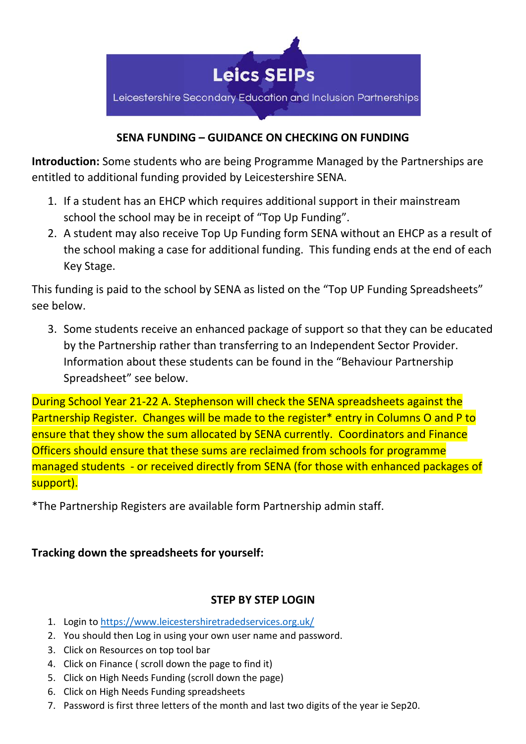Leics SEIPs

Leicestershire Secondary Education and Inclusion Partnerships

## SENA FUNDING – GUIDANCE ON CHECKING ON FUNDING

**Introduction:** Some students who are being Programme Managed by the Partnerships are entitled to additional funding provided by Leicestershire SENA.

1. If a student has an EHCP which requires additional support in their mainstream school the school may be in receipt of "Top Up Funding".
2. A student may also receive Top Up Funding form SENA without an EHCP as a result of the school making a case for additional funding. This funding ends at the end of each Key Stage.

This funding is paid to the school by SENA as listed on the "Top UP Funding Spreadsheets" see below.

3. Some students receive an enhanced package of support so that they can be educated by the Partnership rather than transferring to an Independent Sector Provider. Information about these students can be found in the "Behaviour Partnership Spreadsheet" see below.

During School Year 21-22 A. Stephenson will check the SENA spreadsheets against the Partnership Register. Changes will be made to the register* entry in Columns O and P to ensure that they show the sum allocated by SENA currently. Coordinators and Finance Officers should ensure that these sums are reclaimed from schools for programme managed students - or received directly from SENA (for those with enhanced packages of support).

*The Partnership Registers are available form Partnership admin staff.

**Tracking down the spreadsheets for yourself:**

### STEP BY STEP LOGIN

1. Login to https://www.leicestershiretradedservices.org.uk/
2. You should then Log in using your own user name and password.
3. Click on Resources on top tool bar
4. Click on Finance ( scroll down the page to find it)
5. Click on High Needs Funding (scroll down the page)
6. Click on High Needs Funding spreadsheets
7. Password is first three letters of the month and last two digits of the year ie Sep20.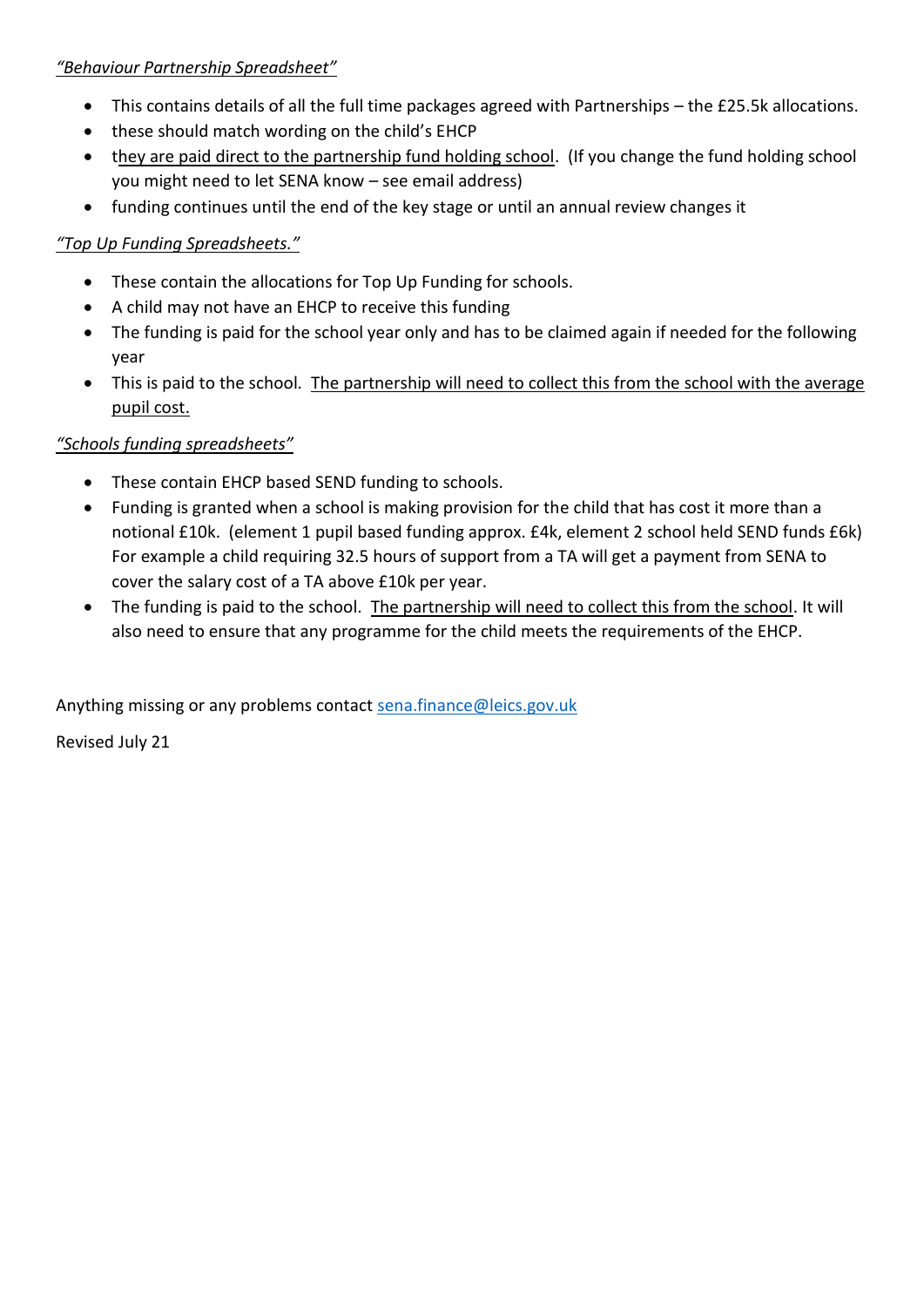*“Behaviour Partnership Spreadsheet”*

- This contains details of all the full time packages agreed with Partnerships – the £25.5k allocations.
- these should match wording on the child’s EHCP
- they are paid direct to the partnership fund holding school. (If you change the fund holding school you might need to let SENA know – see email address)
- funding continues until the end of the key stage or until an annual review changes it

*“Top Up Funding Spreadsheets.”*

- These contain the allocations for Top Up Funding for schools.
- A child may not have an EHCP to receive this funding
- The funding is paid for the school year only and has to be claimed again if needed for the following year
- This is paid to the school. The partnership will need to collect this from the school with the average pupil cost.

*“Schools funding spreadsheets”*

- These contain EHCP based SEND funding to schools.
- Funding is granted when a school is making provision for the child that has cost it more than a notional £10k. (element 1 pupil based funding approx. £4k, element 2 school held SEND funds £6k) For example a child requiring 32.5 hours of support from a TA will get a payment from SENA to cover the salary cost of a TA above £10k per year.
- The funding is paid to the school. The partnership will need to collect this from the school. It will also need to ensure that any programme for the child meets the requirements of the EHCP.

Anything missing or any problems contact sena.finance@leics.gov.uk

Revised July 21